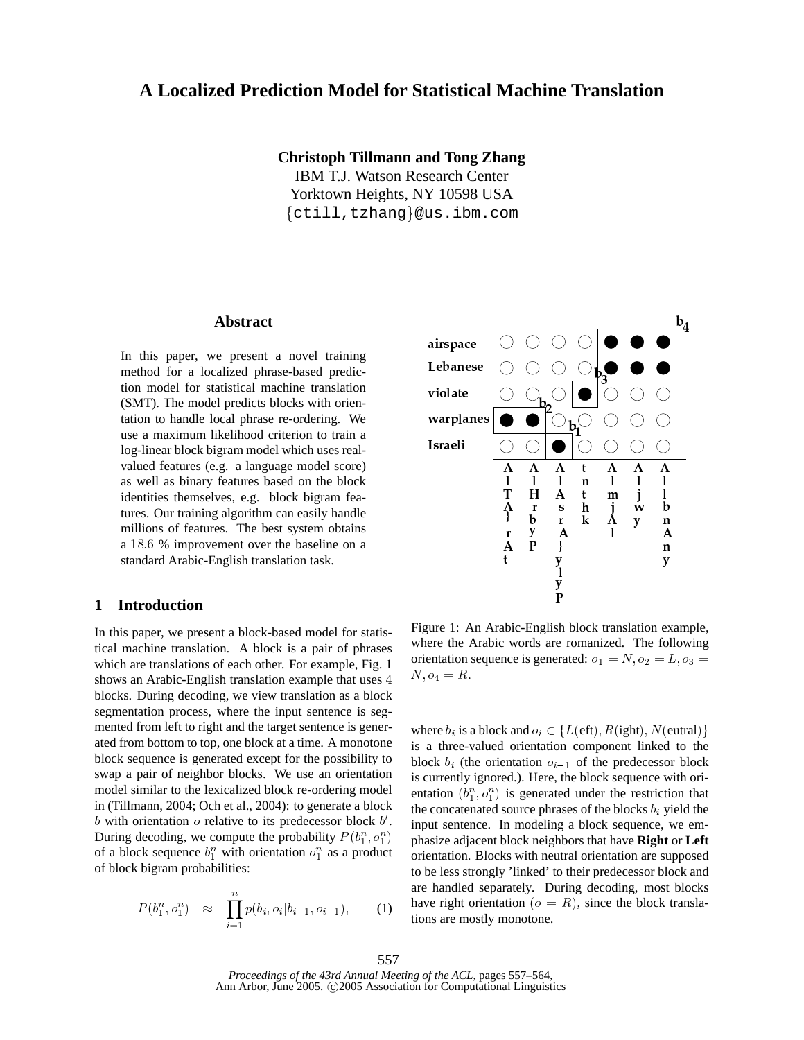# A Localized Prediction Model for Statistical Machine Translation

**Christoph Tillmann and Tong Zhang**
IBM T.J. Watson Research Center
Yorktown Heights, NY 10598 USA
{ctill,tzhang}@us.ibm.com

## Abstract

In this paper, we present a novel training method for a localized phrase-based prediction model for statistical machine translation (SMT). The model predicts blocks with orientation to handle local phrase re-ordering. We use a maximum likelihood criterion to train a log-linear block bigram model which uses real-valued features (e.g. a language model score) as well as binary features based on the block identities themselves, e.g. block bigram features. Our training algorithm can easily handle millions of features. The best system obtains a 18.6 % improvement over the baseline on a standard Arabic-English translation task.

## 1 Introduction

In this paper, we present a block-based model for statistical machine translation. A block is a pair of phrases which are translations of each other. For example, Fig. 1 shows an Arabic-English translation example that uses 4 blocks. During decoding, we view translation as a block segmentation process, where the input sentence is segmented from left to right and the target sentence is generated from bottom to top, one block at a time. A monotone block sequence is generated except for the possibility to swap a pair of neighbor blocks. We use an orientation model similar to the lexicalized block re-ordering model in (Tillmann, 2004; Och et al., 2004): to generate a block $b$ with orientation $o$ relative to its predecessor block $b'$. During decoding, we compute the probability $P(b_1^n, o_1^n)$ of a block sequence $b_1^n$ with orientation $o_1^n$ as a product of block bigram probabilities:

$$P(b_1^n, o_1^n) \approx \prod_{i=1}^{n} p(b_i, o_i | b_{i-1}, o_{i-1}), \qquad (1)$$

Figure 1: An Arabic-English block translation example, where the Arabic words are romanized. The following orientation sequence is generated: $o_1 = N, o_2 = L, o_3 = N, o_4 = R$.

where $b_i$ is a block and $o_i \in \{L(\text{eft}), R(\text{ight}), N(\text{eutral})\}$ is a three-valued orientation component linked to the block $b_i$ (the orientation $o_{i-1}$ of the predecessor block is currently ignored.). Here, the block sequence with orientation $(b_1^n, o_1^n)$ is generated under the restriction that the concatenated source phrases of the blocks $b_i$ yield the input sentence. In modeling a block sequence, we emphasize adjacent block neighbors that have **Right** or **Left** orientation. Blocks with neutral orientation are supposed to be less strongly 'linked' to their predecessor block and are handled separately. During decoding, most blocks have right orientation $(o = R)$, since the block translations are mostly monotone.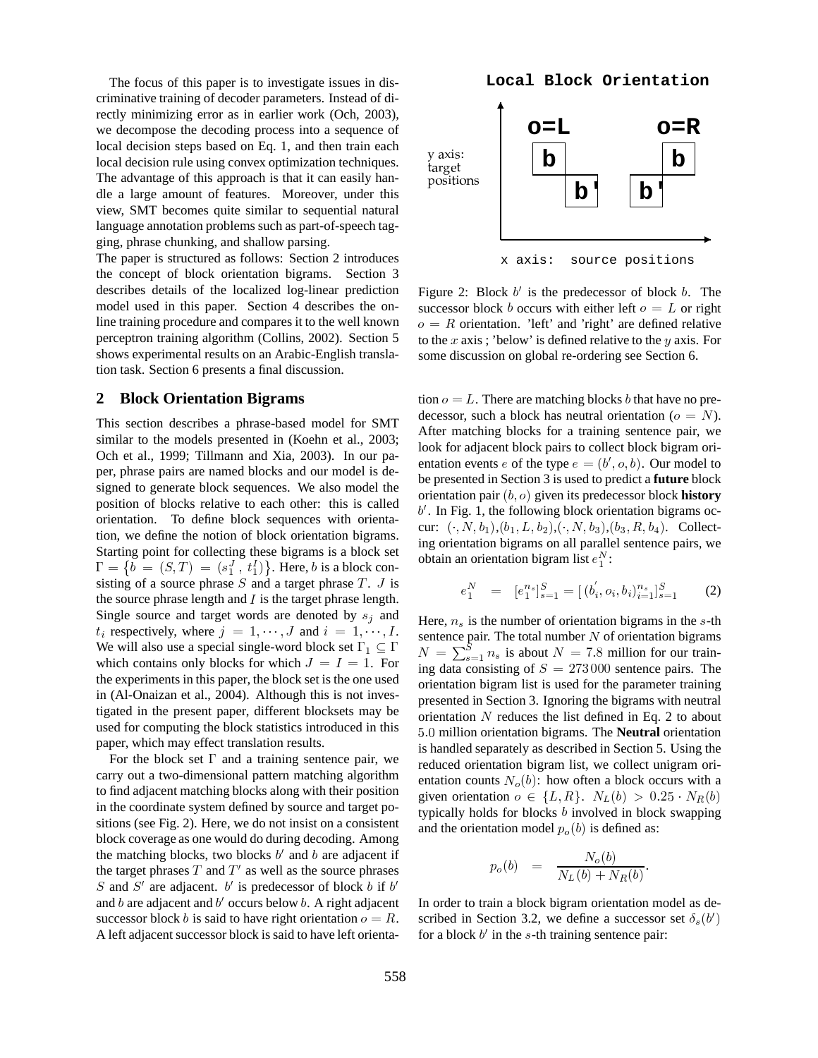The focus of this paper is to investigate issues in discriminative training of decoder parameters. Instead of directly minimizing error as in earlier work (Och, 2003), we decompose the decoding process into a sequence of local decision steps based on Eq. 1, and then train each local decision rule using convex optimization techniques. The advantage of this approach is that it can easily handle a large amount of features. Moreover, under this view, SMT becomes quite similar to sequential natural language annotation problems such as part-of-speech tagging, phrase chunking, and shallow parsing.

The paper is structured as follows: Section 2 introduces the concept of block orientation bigrams. Section 3 describes details of the localized log-linear prediction model used in this paper. Section 4 describes the online training procedure and compares it to the well known perceptron training algorithm (Collins, 2002). Section 5 shows experimental results on an Arabic-English translation task. Section 6 presents a final discussion.

## 2 Block Orientation Bigrams

This section describes a phrase-based model for SMT similar to the models presented in (Koehn et al., 2003; Och et al., 1999; Tillmann and Xia, 2003). In our paper, phrase pairs are named blocks and our model is designed to generate block sequences. We also model the position of blocks relative to each other: this is called orientation. To define block sequences with orientation, we define the notion of block orientation bigrams. Starting point for collecting these bigrams is a block set $\Gamma = \{b = (S,T) = (s_1^J, t_1^I)\}$. Here, $b$ is a block consisting of a source phrase $S$ and a target phrase $T$. $J$ is the source phrase length and $I$ is the target phrase length. Single source and target words are denoted by $s_j$ and $t_i$ respectively, where $j = 1, \cdots, J$ and $i = 1, \cdots, I$. We will also use a special single-word block set $\Gamma_1 \subseteq \Gamma$ which contains only blocks for which $J = I = 1$. For the experiments in this paper, the block set is the one used in (Al-Onaizan et al., 2004). Although this is not investigated in the present paper, different blocksets may be used for computing the block statistics introduced in this paper, which may effect translation results.

For the block set $\Gamma$ and a training sentence pair, we carry out a two-dimensional pattern matching algorithm to find adjacent matching blocks along with their position in the coordinate system defined by source and target positions (see Fig. 2). Here, we do not insist on a consistent block coverage as one would do during decoding. Among the matching blocks, two blocks $b'$ and $b$ are adjacent if the target phrases $T$ and $T'$ as well as the source phrases $S$ and $S'$ are adjacent. $b'$ is predecessor of block $b$ if $b'$ and $b$ are adjacent and $b'$ occurs below $b$. A right adjacent successor block $b$ is said to have right orientation $o = R$. A left adjacent successor block is said to have left orientation $o = L$. There are matching blocks $b$ that have no predecessor, such a block has neutral orientation ($o = N$). After matching blocks for a training sentence pair, we look for adjacent block pairs to collect block bigram orientation events $e$ of the type $e = (b', o, b)$. Our model to be presented in Section 3 is used to predict a **future** block orientation pair $(b, o)$ given its predecessor block **history** $b'$. In Fig. 1, the following block orientation bigrams occur: $(\cdot, N, b_1)$,$(b_1, L, b_2)$,$(\cdot, N, b_3)$,$(b_3, R, b_4)$. Collecting orientation bigrams on all parallel sentence pairs, we obtain an orientation bigram list $e_1^N$:

Local Block Orientation

Figure 2: Block $b'$ is the predecessor of block $b$. The successor block $b$ occurs with either left $o = L$ or right $o = R$ orientation. 'left' and 'right' are defined relative to the $x$ axis ; 'below' is defined relative to the $y$ axis. For some discussion on global re-ordering see Section 6.

$$e_1^N \quad = \quad [e_1^{n_s}]_{s=1}^S = [\, (b_i^{'}, o_i, b_i)_{i=1}^{n_s} ]_{s=1}^S \qquad (2)$$

Here, $n_s$ is the number of orientation bigrams in the $s$-th sentence pair. The total number $N$ of orientation bigrams $N = \sum_{s=1}^{S} n_s$ is about $N = 7.8$ million for our training data consisting of $S = 273\,000$ sentence pairs. The orientation bigram list is used for the parameter training presented in Section 3. Ignoring the bigrams with neutral orientation $N$ reduces the list defined in Eq. 2 to about $5.0$ million orientation bigrams. The **Neutral** orientation is handled separately as described in Section 5. Using the reduced orientation bigram list, we collect unigram orientation counts $N_o(b)$: how often a block occurs with a given orientation $o \in \{L, R\}$. $N_L(b) > 0.25 \cdot N_R(b)$ typically holds for blocks $b$ involved in block swapping and the orientation model $p_o(b)$ is defined as:

$$p_o(b) \quad = \quad \frac{N_o(b)}{N_L(b) + N_R(b)}.$$

In order to train a block bigram orientation model as described in Section 3.2, we define a successor set $\delta_s(b')$ for a block $b'$ in the $s$-th training sentence pair: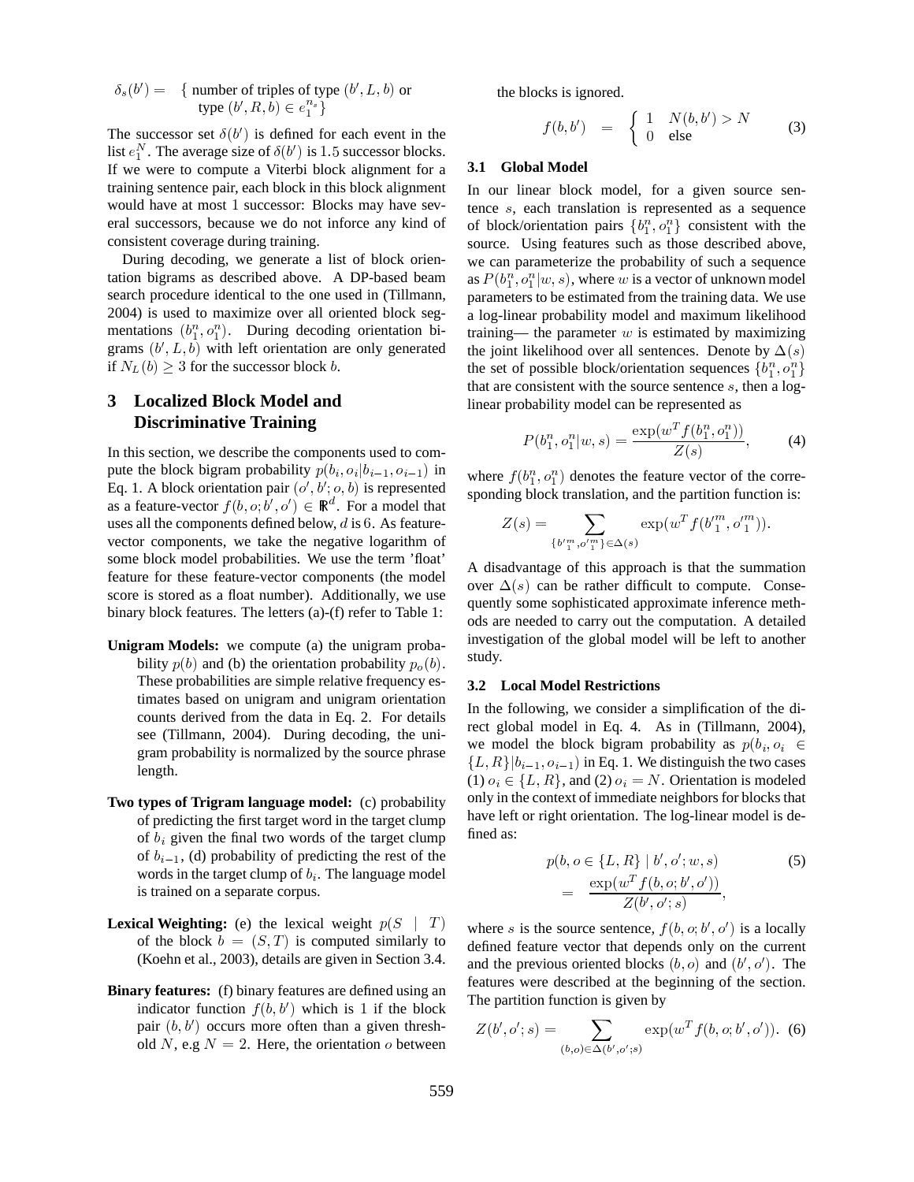$$\delta_s(b') = \{ \text{number of triples of type } (b', L, b) \text{ or type } (b', R, b) \in e_1^{n_s} \}$$

The successor set $\delta(b')$ is defined for each event in the list $e_1^N$. The average size of $\delta(b')$ is 1.5 successor blocks. If we were to compute a Viterbi block alignment for a training sentence pair, each block in this block alignment would have at most 1 successor: Blocks may have several successors, because we do not inforce any kind of consistent coverage during training.

During decoding, we generate a list of block orientation bigrams as described above. A DP-based beam search procedure identical to the one used in (Tillmann, 2004) is used to maximize over all oriented block segmentations $(b_1^n, o_1^n)$. During decoding orientation bigrams $(b', L, b)$ with left orientation are only generated if $N_L(b) \geq 3$ for the successor block $b$.

# 3 Localized Block Model and Discriminative Training

In this section, we describe the components used to compute the block bigram probability $p(b_i, o_i | b_{i-1}, o_{i-1})$ in Eq. 1. A block orientation pair $(o', b'; o, b)$ is represented as a feature-vector $f(b, o; b', o') \in \mathbb{R}^d$. For a model that uses all the components defined below, $d$ is 6. As feature-vector components, we take the negative logarithm of some block model probabilities. We use the term 'float' feature for these feature-vector components (the model score is stored as a float number). Additionally, we use binary block features. The letters (a)-(f) refer to Table 1:

**Unigram Models:** we compute (a) the unigram probability $p(b)$ and (b) the orientation probability $p_o(b)$. These probabilities are simple relative frequency estimates based on unigram and unigram orientation counts derived from the data in Eq. 2. For details see (Tillmann, 2004). During decoding, the unigram probability is normalized by the source phrase length.

**Two types of Trigram language model:** (c) probability of predicting the first target word in the target clump of $b_i$ given the final two words of the target clump of $b_{i-1}$, (d) probability of predicting the rest of the words in the target clump of $b_i$. The language model is trained on a separate corpus.

**Lexical Weighting:** (e) the lexical weight $p(S \mid T)$ of the block $b = (S, T)$ is computed similarly to (Koehn et al., 2003), details are given in Section 3.4.

**Binary features:** (f) binary features are defined using an indicator function $f(b, b')$ which is 1 if the block pair $(b, b')$ occurs more often than a given threshold $N$, e.g $N = 2$. Here, the orientation $o$ between the blocks is ignored.

$$f(b, b') = \begin{cases} 1 & N(b, b') > N \\ 0 & \text{else} \end{cases} \quad (3)$$

## 3.1 Global Model

In our linear block model, for a given source sentence $s$, each translation is represented as a sequence of block/orientation pairs $\{b_1^n, o_1^n\}$ consistent with the source. Using features such as those described above, we can parameterize the probability of such a sequence as $P(b_1^n, o_1^n | w, s)$, where $w$ is a vector of unknown model parameters to be estimated from the training data. We use a log-linear probability model and maximum likelihood training— the parameter $w$ is estimated by maximizing the joint likelihood over all sentences. Denote by $\Delta(s)$ the set of possible block/orientation sequences $\{b_1^n, o_1^n\}$ that are consistent with the source sentence $s$, then a log-linear probability model can be represented as

$$P(b_1^n, o_1^n | w, s) = \frac{\exp(w^T f(b_1^n, o_1^n))}{Z(s)}, \quad (4)$$

where $f(b_1^n, o_1^n)$ denotes the feature vector of the corresponding block translation, and the partition function is:

$$Z(s) = \sum_{\{b'^m_1, o'^m_1\} \in \Delta(s)} \exp(w^T f(b'^m_1, o'^m_1)).$$

A disadvantage of this approach is that the summation over $\Delta(s)$ can be rather difficult to compute. Consequently some sophisticated approximate inference methods are needed to carry out the computation. A detailed investigation of the global model will be left to another study.

## 3.2 Local Model Restrictions

In the following, we consider a simplification of the direct global model in Eq. 4. As in (Tillmann, 2004), we model the block bigram probability as $p(b_i, o_i \in \{L, R\} | b_{i-1}, o_{i-1})$ in Eq. 1. We distinguish the two cases (1) $o_i \in \{L, R\}$, and (2) $o_i = N$. Orientation is modeled only in the context of immediate neighbors for blocks that have left or right orientation. The log-linear model is defined as:

$$p(b, o \in \{L, R\} \mid b', o'; w, s) = \frac{\exp(w^T f(b, o; b', o'))}{Z(b', o'; s)}, \quad (5)$$

where $s$ is the source sentence, $f(b, o; b', o')$ is a locally defined feature vector that depends only on the current and the previous oriented blocks $(b, o)$ and $(b', o')$. The features were described at the beginning of the section. The partition function is given by

$$Z(b', o'; s) = \sum_{(b,o) \in \Delta(b', o'; s)} \exp(w^T f(b, o; b', o')). \quad (6)$$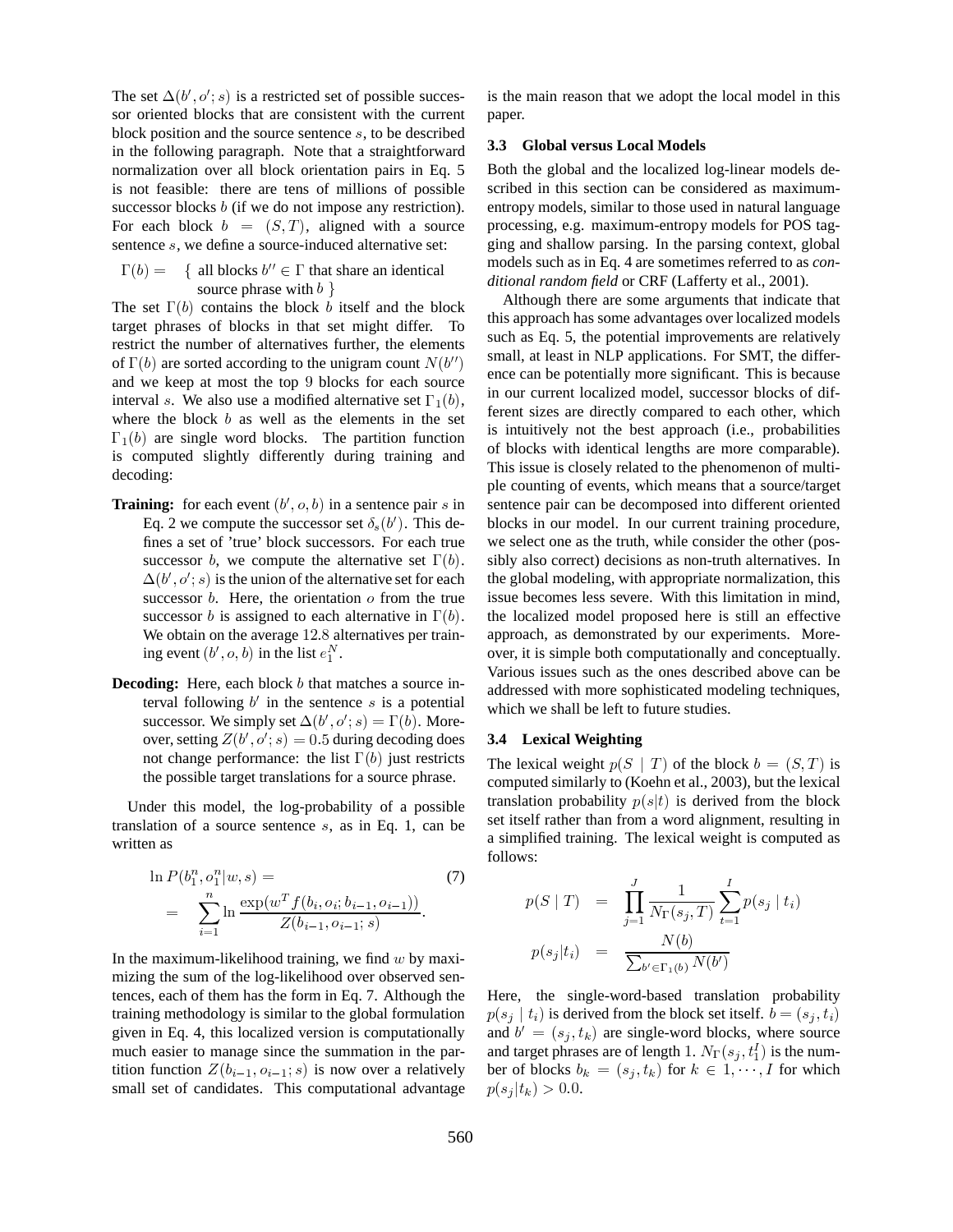The set $\Delta(b', o'; s)$ is a restricted set of possible successor oriented blocks that are consistent with the current block position and the source sentence $s$, to be described in the following paragraph. Note that a straightforward normalization over all block orientation pairs in Eq. 5 is not feasible: there are tens of millions of possible successor blocks $b$ (if we do not impose any restriction). For each block $b = (S, T)$, aligned with a source sentence $s$, we define a source-induced alternative set:

$$\Gamma(b) = \{ \text{ all blocks } b'' \in \Gamma \text{ that share an identical source phrase with } b \ \}$$

The set $\Gamma(b)$ contains the block $b$ itself and the block target phrases of blocks in that set might differ. To restrict the number of alternatives further, the elements of $\Gamma(b)$ are sorted according to the unigram count $N(b'')$ and we keep at most the top 9 blocks for each source interval $s$. We also use a modified alternative set $\Gamma_1(b)$, where the block $b$ as well as the elements in the set $\Gamma_1(b)$ are single word blocks. The partition function is computed slightly differently during training and decoding:

- **Training:** for each event $(b', o, b)$ in a sentence pair $s$ in Eq. 2 we compute the successor set $\delta_s(b')$. This defines a set of 'true' block successors. For each true successor $b$, we compute the alternative set $\Gamma(b)$. $\Delta(b', o'; s)$ is the union of the alternative set for each successor $b$. Here, the orientation $o$ from the true successor $b$ is assigned to each alternative in $\Gamma(b)$. We obtain on the average 12.8 alternatives per training event $(b', o, b)$ in the list $e_1^N$.

- **Decoding:** Here, each block $b$ that matches a source interval following $b'$ in the sentence $s$ is a potential successor. We simply set $\Delta(b', o'; s) = \Gamma(b)$. Moreover, setting $Z(b', o'; s) = 0.5$ during decoding does not change performance: the list $\Gamma(b)$ just restricts the possible target translations for a source phrase.

Under this model, the log-probability of a possible translation of a source sentence $s$, as in Eq. 1, can be written as

$$\ln P(b_1^n, o_1^n | w, s) = \sum_{i=1}^{n} \ln \frac{\exp(w^T f(b_i, o_i; b_{i-1}, o_{i-1}))}{Z(b_{i-1}, o_{i-1}; s)}. \quad (7)$$

In the maximum-likelihood training, we find $w$ by maximizing the sum of the log-likelihood over observed sentences, each of them has the form in Eq. 7. Although the training methodology is similar to the global formulation given in Eq. 4, this localized version is computationally much easier to manage since the summation in the partition function $Z(b_{i-1}, o_{i-1}; s)$ is now over a relatively small set of candidates. This computational advantage is the main reason that we adopt the local model in this paper.

### 3.3 Global versus Local Models

Both the global and the localized log-linear models described in this section can be considered as maximum-entropy models, similar to those used in natural language processing, e.g. maximum-entropy models for POS tagging and shallow parsing. In the parsing context, global models such as in Eq. 4 are sometimes referred to as *conditional random field* or CRF (Lafferty et al., 2001).

Although there are some arguments that indicate that this approach has some advantages over localized models such as Eq. 5, the potential improvements are relatively small, at least in NLP applications. For SMT, the difference can be potentially more significant. This is because in our current localized model, successor blocks of different sizes are directly compared to each other, which is intuitively not the best approach (i.e., probabilities of blocks with identical lengths are more comparable). This issue is closely related to the phenomenon of multiple counting of events, which means that a source/target sentence pair can be decomposed into different oriented blocks in our model. In our current training procedure, we select one as the truth, while consider the other (possibly also correct) decisions as non-truth alternatives. In the global modeling, with appropriate normalization, this issue becomes less severe. With this limitation in mind, the localized model proposed here is still an effective approach, as demonstrated by our experiments. Moreover, it is simple both computationally and conceptually. Various issues such as the ones described above can be addressed with more sophisticated modeling techniques, which we shall be left to future studies.

### 3.4 Lexical Weighting

The lexical weight $p(S \mid T)$ of the block $b = (S, T)$ is computed similarly to (Koehn et al., 2003), but the lexical translation probability $p(s|t)$ is derived from the block set itself rather than from a word alignment, resulting in a simplified training. The lexical weight is computed as follows:

$$p(S \mid T) = \prod_{j=1}^{J} \frac{1}{N_\Gamma(s_j, T)} \sum_{i=1}^{I} p(s_j \mid t_i)$$

$$p(s_j | t_i) = \frac{N(b)}{\sum_{b' \in \Gamma_1(b)} N(b')}$$

Here, the single-word-based translation probability $p(s_j \mid t_i)$ is derived from the block set itself. $b = (s_j, t_i)$ and $b' = (s_j, t_k)$ are single-word blocks, where source and target phrases are of length 1. $N_\Gamma(s_j, t_1^I)$ is the number of blocks $b_k = (s_j, t_k)$ for $k \in 1, \cdots, I$ for which $p(s_j | t_k) > 0.0$.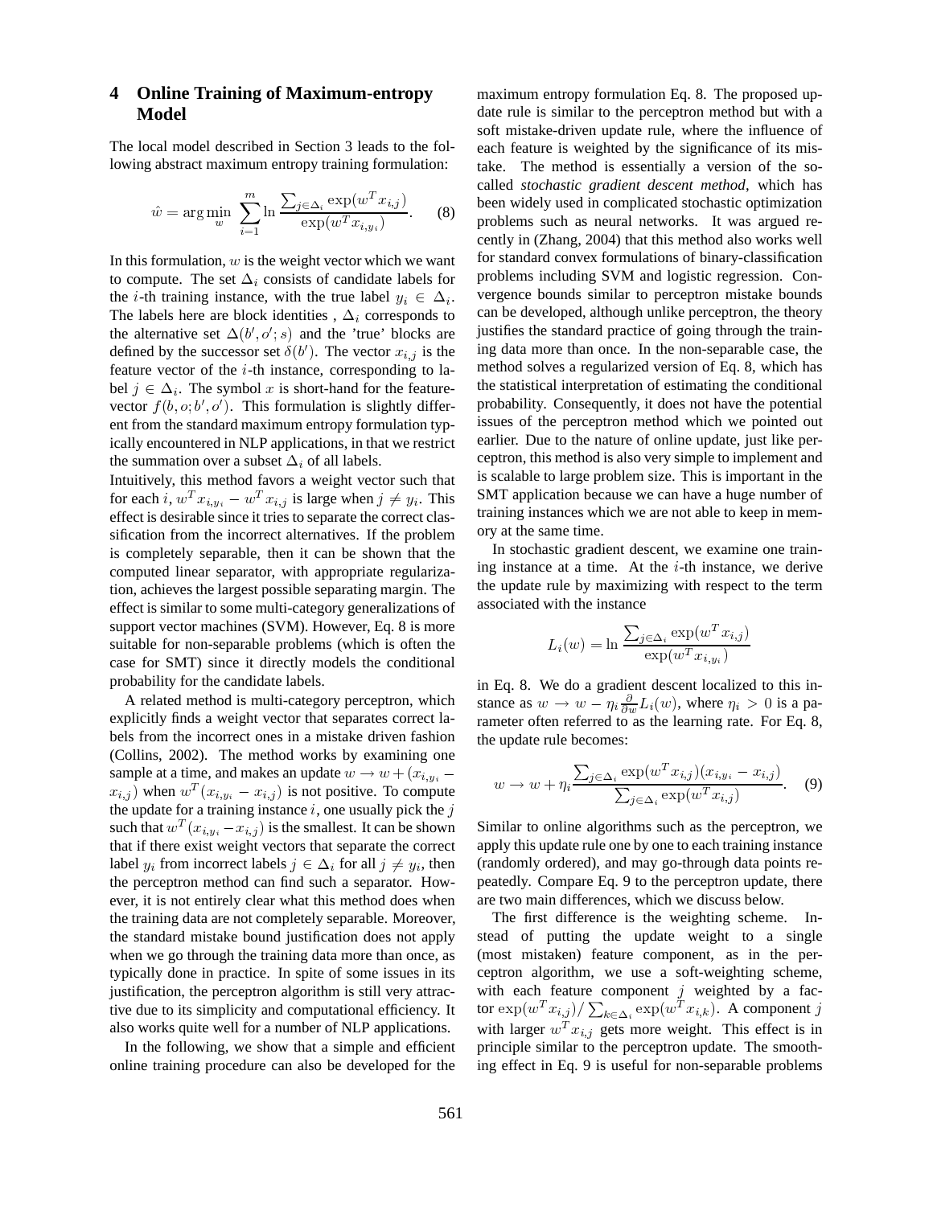## 4 Online Training of Maximum-entropy Model

The local model described in Section 3 leads to the following abstract maximum entropy training formulation:

$$\hat{w} = \arg\min_{w} \sum_{i=1}^{m} \ln \frac{\sum_{j \in \Delta_i} \exp(w^T x_{i,j})}{\exp(w^T x_{i,y_i})}. \quad (8)$$

In this formulation, $w$ is the weight vector which we want to compute. The set $\Delta_i$ consists of candidate labels for the $i$-th training instance, with the true label $y_i \in \Delta_i$. The labels here are block identities , $\Delta_i$ corresponds to the alternative set $\Delta(b', o'; s)$ and the 'true' blocks are defined by the successor set $\delta(b')$. The vector $x_{i,j}$ is the feature vector of the $i$-th instance, corresponding to label $j \in \Delta_i$. The symbol $x$ is short-hand for the feature-vector $f(b, o; b', o')$. This formulation is slightly different from the standard maximum entropy formulation typically encountered in NLP applications, in that we restrict the summation over a subset $\Delta_i$ of all labels.

Intuitively, this method favors a weight vector such that for each $i$, $w^T x_{i,y_i} - w^T x_{i,j}$ is large when $j \neq y_i$. This effect is desirable since it tries to separate the correct classification from the incorrect alternatives. If the problem is completely separable, then it can be shown that the computed linear separator, with appropriate regularization, achieves the largest possible separating margin. The effect is similar to some multi-category generalizations of support vector machines (SVM). However, Eq. 8 is more suitable for non-separable problems (which is often the case for SMT) since it directly models the conditional probability for the candidate labels.

A related method is multi-category perceptron, which explicitly finds a weight vector that separates correct labels from the incorrect ones in a mistake driven fashion (Collins, 2002). The method works by examining one sample at a time, and makes an update $w \rightarrow w + (x_{i,y_i} - x_{i,j})$ when $w^T(x_{i,y_i} - x_{i,j})$ is not positive. To compute the update for a training instance $i$, one usually pick the $j$ such that $w^T(x_{i,y_i} - x_{i,j})$ is the smallest. It can be shown that if there exist weight vectors that separate the correct label $y_i$ from incorrect labels $j \in \Delta_i$ for all $j \neq y_i$, then the perceptron method can find such a separator. However, it is not entirely clear what this method does when the training data are not completely separable. Moreover, the standard mistake bound justification does not apply when we go through the training data more than once, as typically done in practice. In spite of some issues in its justification, the perceptron algorithm is still very attractive due to its simplicity and computational efficiency. It also works quite well for a number of NLP applications.

In the following, we show that a simple and efficient online training procedure can also be developed for the maximum entropy formulation Eq. 8. The proposed update rule is similar to the perceptron method but with a soft mistake-driven update rule, where the influence of each feature is weighted by the significance of its mistake. The method is essentially a version of the so-called *stochastic gradient descent method*, which has been widely used in complicated stochastic optimization problems such as neural networks. It was argued recently in (Zhang, 2004) that this method also works well for standard convex formulations of binary-classification problems including SVM and logistic regression. Convergence bounds similar to perceptron mistake bounds can be developed, although unlike perceptron, the theory justifies the standard practice of going through the training data more than once. In the non-separable case, the method solves a regularized version of Eq. 8, which has the statistical interpretation of estimating the conditional probability. Consequently, it does not have the potential issues of the perceptron method which we pointed out earlier. Due to the nature of online update, just like perceptron, this method is also very simple to implement and is scalable to large problem size. This is important in the SMT application because we can have a huge number of training instances which we are not able to keep in memory at the same time.

In stochastic gradient descent, we examine one training instance at a time. At the $i$-th instance, we derive the update rule by maximizing with respect to the term associated with the instance

$$L_i(w) = \ln \frac{\sum_{j \in \Delta_i} \exp(w^T x_{i,j})}{\exp(w^T x_{i,y_i})}$$

in Eq. 8. We do a gradient descent localized to this instance as $w \rightarrow w - \eta_i \frac{\partial}{\partial w} L_i(w)$, where $\eta_i > 0$ is a parameter often referred to as the learning rate. For Eq. 8, the update rule becomes:

$$w \rightarrow w + \eta_i \frac{\sum_{j \in \Delta_i} \exp(w^T x_{i,j})(x_{i,y_i} - x_{i,j})}{\sum_{j \in \Delta_i} \exp(w^T x_{i,j})}. \quad (9)$$

Similar to online algorithms such as the perceptron, we apply this update rule one by one to each training instance (randomly ordered), and may go-through data points repeatedly. Compare Eq. 9 to the perceptron update, there are two main differences, which we discuss below.

The first difference is the weighting scheme. Instead of putting the update weight to a single (most mistaken) feature component, as in the perceptron algorithm, we use a soft-weighting scheme, with each feature component $j$ weighted by a factor $\exp(w^T x_{i,j}) / \sum_{k \in \Delta_i} \exp(w^T x_{i,k})$. A component $j$ with larger $w^T x_{i,j}$ gets more weight. This effect is in principle similar to the perceptron update. The smoothing effect in Eq. 9 is useful for non-separable problems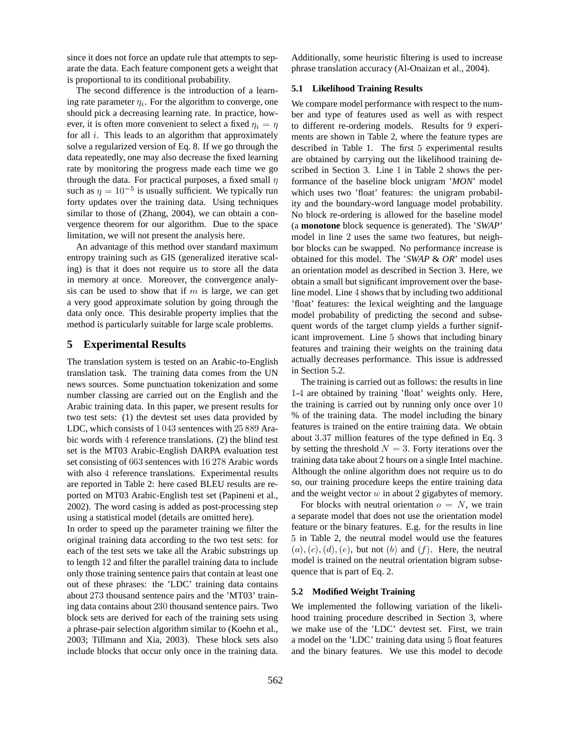since it does not force an update rule that attempts to separate the data. Each feature component gets a weight that is proportional to its conditional probability.

The second difference is the introduction of a learning rate parameter $\eta_i$. For the algorithm to converge, one should pick a decreasing learning rate. In practice, however, it is often more convenient to select a fixed $\eta_i = \eta$ for all $i$. This leads to an algorithm that approximately solve a regularized version of Eq. 8. If we go through the data repeatedly, one may also decrease the fixed learning rate by monitoring the progress made each time we go through the data. For practical purposes, a fixed small $\eta$ such as $\eta = 10^{-5}$ is usually sufficient. We typically run forty updates over the training data. Using techniques similar to those of (Zhang, 2004), we can obtain a convergence theorem for our algorithm. Due to the space limitation, we will not present the analysis here.

An advantage of this method over standard maximum entropy training such as GIS (generalized iterative scaling) is that it does not require us to store all the data in memory at once. Moreover, the convergence analysis can be used to show that if $m$ is large, we can get a very good approximate solution by going through the data only once. This desirable property implies that the method is particularly suitable for large scale problems.

# 5 Experimental Results

The translation system is tested on an Arabic-to-English translation task. The training data comes from the UN news sources. Some punctuation tokenization and some number classing are carried out on the English and the Arabic training data. In this paper, we present results for two test sets: (1) the devtest set uses data provided by LDC, which consists of $1\,043$ sentences with $25\,889$ Arabic words with $4$ reference translations. (2) the blind test set is the MT03 Arabic-English DARPA evaluation test set consisting of $663$ sentences with $16\,278$ Arabic words with also $4$ reference translations. Experimental results are reported in Table 2: here cased BLEU results are reported on MT03 Arabic-English test set (Papineni et al., 2002). The word casing is added as post-processing step using a statistical model (details are omitted here).

In order to speed up the parameter training we filter the original training data according to the two test sets: for each of the test sets we take all the Arabic substrings up to length $12$ and filter the parallel training data to include only those training sentence pairs that contain at least one out of these phrases: the 'LDC' training data contains about $273$ thousand sentence pairs and the 'MT03' training data contains about $230$ thousand sentence pairs. Two block sets are derived for each of the training sets using a phrase-pair selection algorithm similar to (Koehn et al., 2003; Tillmann and Xia, 2003). These block sets also include blocks that occur only once in the training data. Additionally, some heuristic filtering is used to increase phrase translation accuracy (Al-Onaizan et al., 2004).

## 5.1 Likelihood Training Results

We compare model performance with respect to the number and type of features used as well as with respect to different re-ordering models. Results for $9$ experiments are shown in Table 2, where the feature types are described in Table 1. The first $5$ experimental results are obtained by carrying out the likelihood training described in Section 3. Line $1$ in Table 2 shows the performance of the baseline block unigram '*MON*' model which uses two 'float' features: the unigram probability and the boundary-word language model probability. No block re-ordering is allowed for the baseline model (a **monotone** block sequence is generated). The '*SWAP*' model in line $2$ uses the same two features, but neighbor blocks can be swapped. No performance increase is obtained for this model. The '*SWAP & OR*' model uses an orientation model as described in Section 3. Here, we obtain a small but significant improvement over the baseline model. Line $4$ shows that by including two additional 'float' features: the lexical weighting and the language model probability of predicting the second and subsequent words of the target clump yields a further significant improvement. Line $5$ shows that including binary features and training their weights on the training data actually decreases performance. This issue is addressed in Section 5.2.

The training is carried out as follows: the results in line $1$-$4$ are obtained by training 'float' weights only. Here, the training is carried out by running only once over $10$ % of the training data. The model including the binary features is trained on the entire training data. We obtain about $3.37$ million features of the type defined in Eq. 3 by setting the threshold $N = 3$. Forty iterations over the training data take about $2$ hours on a single Intel machine. Although the online algorithm does not require us to do so, our training procedure keeps the entire training data and the weight vector $w$ in about $2$ gigabytes of memory.

For blocks with neutral orientation $o = N$, we train a separate model that does not use the orientation model feature or the binary features. E.g. for the results in line $5$ in Table 2, the neutral model would use the features $(a), (c), (d), (e)$, but not $(b)$ and $(f)$. Here, the neutral model is trained on the neutral orientation bigram subsequence that is part of Eq. 2.

## 5.2 Modified Weight Training

We implemented the following variation of the likelihood training procedure described in Section 3, where we make use of the 'LDC' devtest set. First, we train a model on the 'LDC' training data using $5$ float features and the binary features. We use this model to decode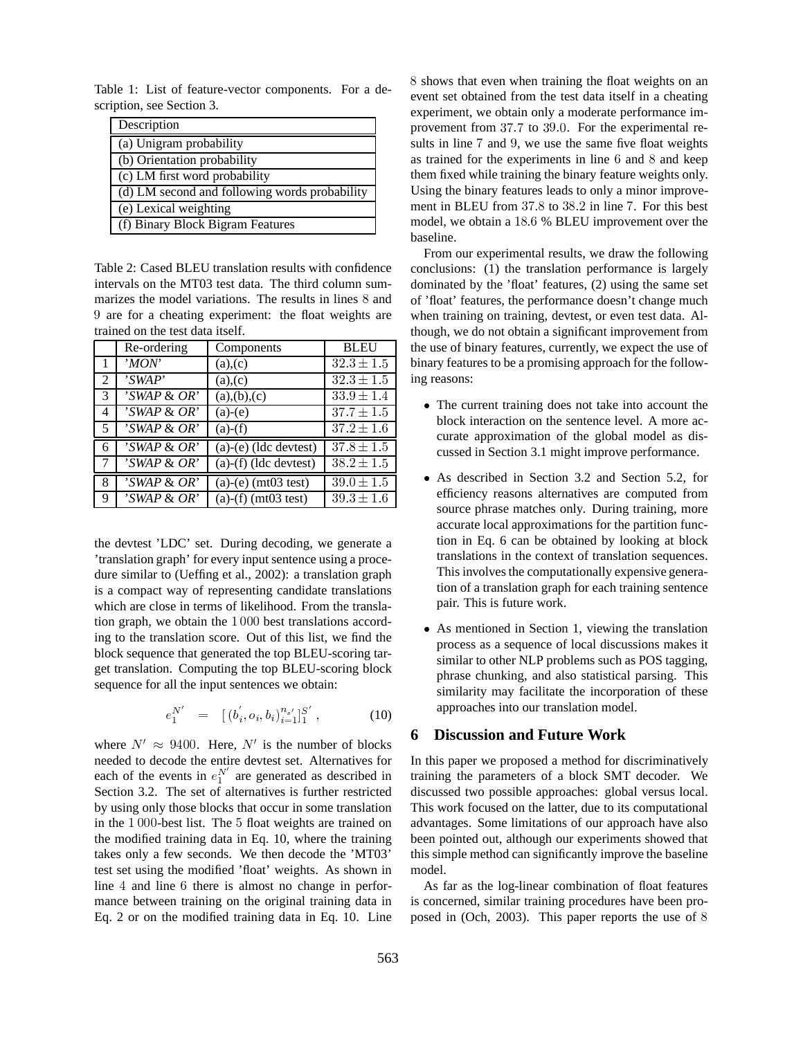Table 1: List of feature-vector components. For a description, see Section 3.

| Description |
|---|
| (a) Unigram probability |
| (b) Orientation probability |
| (c) LM first word probability |
| (d) LM second and following words probability |
| (e) Lexical weighting |
| (f) Binary Block Bigram Features |

Table 2: Cased BLEU translation results with confidence intervals on the MT03 test data. The third column summarizes the model variations. The results in lines 8 and 9 are for a cheating experiment: the float weights are trained on the test data itself.

| | Re-ordering | Components | BLEU |
|---|---|---|---|
| 1 | '*MON*' | (a),(c) | $32.3 \pm 1.5$ |
| 2 | '*SWAP*' | (a),(c) | $32.3 \pm 1.5$ |
| 3 | '*SWAP & OR*' | (a),(b),(c) | $33.9 \pm 1.4$ |
| 4 | '*SWAP & OR*' | (a)-(e) | $37.7 \pm 1.5$ |
| 5 | '*SWAP & OR*' | (a)-(f) | $37.2 \pm 1.6$ |
| 6 | '*SWAP & OR*' | (a)-(e) (ldc devtest) | $37.8 \pm 1.5$ |
| 7 | '*SWAP & OR*' | (a)-(f) (ldc devtest) | $38.2 \pm 1.5$ |
| 8 | '*SWAP & OR*' | (a)-(e) (mt03 test) | $39.0 \pm 1.5$ |
| 9 | '*SWAP & OR*' | (a)-(f) (mt03 test) | $39.3 \pm 1.6$ |

the devtest 'LDC' set. During decoding, we generate a 'translation graph' for every input sentence using a procedure similar to (Ueffing et al., 2002): a translation graph is a compact way of representing candidate translations which are close in terms of likelihood. From the translation graph, we obtain the $1\,000$ best translations according to the translation score. Out of this list, we find the block sequence that generated the top BLEU-scoring target translation. Computing the top BLEU-scoring block sequence for all the input sentences we obtain:

$$e_1^{N'} \;=\; [\,(b_i^{'}, o_i, b_i)_{i=1}^{n_{s'}}]_1^{S'}\,, \qquad (10)$$

where $N' \approx 9400$. Here, $N'$ is the number of blocks needed to decode the entire devtest set. Alternatives for each of the events in $e_1^{N'}$ are generated as described in Section 3.2. The set of alternatives is further restricted by using only those blocks that occur in some translation in the $1\,000$-best list. The 5 float weights are trained on the modified training data in Eq. 10, where the training takes only a few seconds. We then decode the 'MT03' test set using the modified 'float' weights. As shown in line 4 and line 6 there is almost no change in performance between training on the original training data in Eq. 2 or on the modified training data in Eq. 10. Line 8 shows that even when training the float weights on an event set obtained from the test data itself in a cheating experiment, we obtain only a moderate performance improvement from 37.7 to 39.0. For the experimental results in line 7 and 9, we use the same five float weights as trained for the experiments in line 6 and 8 and keep them fixed while training the binary feature weights only. Using the binary features leads to only a minor improvement in BLEU from 37.8 to 38.2 in line 7. For this best model, we obtain a 18.6 % BLEU improvement over the baseline.

From our experimental results, we draw the following conclusions: (1) the translation performance is largely dominated by the 'float' features, (2) using the same set of 'float' features, the performance doesn't change much when training on training, devtest, or even test data. Although, we do not obtain a significant improvement from the use of binary features, currently, we expect the use of binary features to be a promising approach for the following reasons:

- The current training does not take into account the block interaction on the sentence level. A more accurate approximation of the global model as discussed in Section 3.1 might improve performance.
- As described in Section 3.2 and Section 5.2, for efficiency reasons alternatives are computed from source phrase matches only. During training, more accurate local approximations for the partition function in Eq. 6 can be obtained by looking at block translations in the context of translation sequences. This involves the computationally expensive generation of a translation graph for each training sentence pair. This is future work.
- As mentioned in Section 1, viewing the translation process as a sequence of local discussions makes it similar to other NLP problems such as POS tagging, phrase chunking, and also statistical parsing. This similarity may facilitate the incorporation of these approaches into our translation model.

## 6 Discussion and Future Work

In this paper we proposed a method for discriminatively training the parameters of a block SMT decoder. We discussed two possible approaches: global versus local. This work focused on the latter, due to its computational advantages. Some limitations of our approach have also been pointed out, although our experiments showed that this simple method can significantly improve the baseline model.

As far as the log-linear combination of float features is concerned, similar training procedures have been proposed in (Och, 2003). This paper reports the use of 8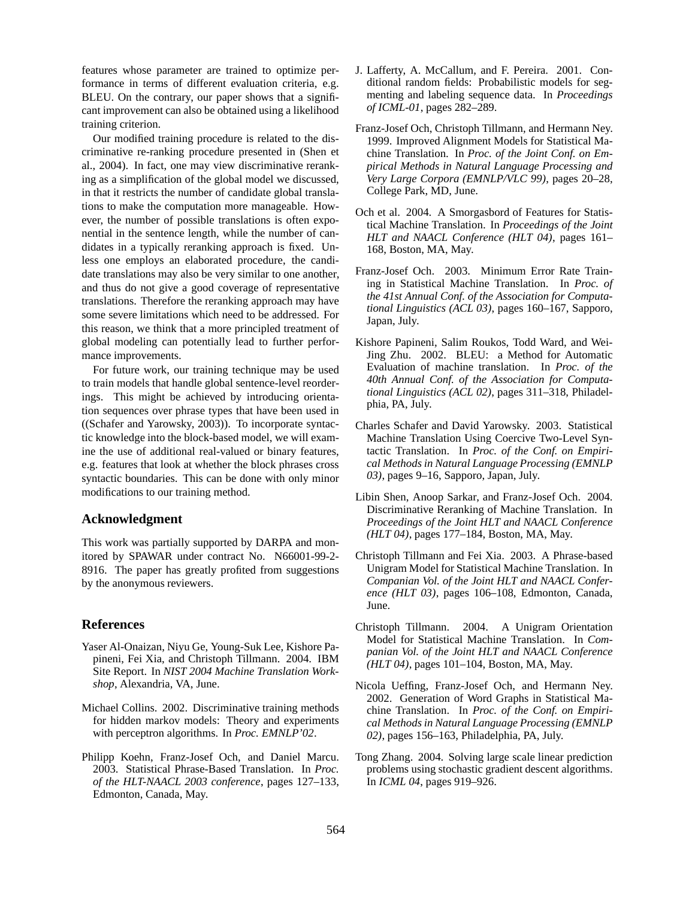features whose parameter are trained to optimize performance in terms of different evaluation criteria, e.g. BLEU. On the contrary, our paper shows that a significant improvement can also be obtained using a likelihood training criterion.

Our modified training procedure is related to the discriminative re-ranking procedure presented in (Shen et al., 2004). In fact, one may view discriminative reranking as a simplification of the global model we discussed, in that it restricts the number of candidate global translations to make the computation more manageable. However, the number of possible translations is often exponential in the sentence length, while the number of candidates in a typically reranking approach is fixed. Unless one employs an elaborated procedure, the candidate translations may also be very similar to one another, and thus do not give a good coverage of representative translations. Therefore the reranking approach may have some severe limitations which need to be addressed. For this reason, we think that a more principled treatment of global modeling can potentially lead to further performance improvements.

For future work, our training technique may be used to train models that handle global sentence-level reorderings. This might be achieved by introducing orientation sequences over phrase types that have been used in ((Schafer and Yarowsky, 2003)). To incorporate syntactic knowledge into the block-based model, we will examine the use of additional real-valued or binary features, e.g. features that look at whether the block phrases cross syntactic boundaries. This can be done with only minor modifications to our training method.

## Acknowledgment

This work was partially supported by DARPA and monitored by SPAWAR under contract No. N66001-99-2-8916. The paper has greatly profited from suggestions by the anonymous reviewers.

## References

Yaser Al-Onaizan, Niyu Ge, Young-Suk Lee, Kishore Papineni, Fei Xia, and Christoph Tillmann. 2004. IBM Site Report. In *NIST 2004 Machine Translation Workshop*, Alexandria, VA, June.

Michael Collins. 2002. Discriminative training methods for hidden markov models: Theory and experiments with perceptron algorithms. In *Proc. EMNLP'02*.

Philipp Koehn, Franz-Josef Och, and Daniel Marcu. 2003. Statistical Phrase-Based Translation. In *Proc. of the HLT-NAACL 2003 conference*, pages 127–133, Edmonton, Canada, May.

J. Lafferty, A. McCallum, and F. Pereira. 2001. Conditional random fields: Probabilistic models for segmenting and labeling sequence data. In *Proceedings of ICML-01*, pages 282–289.

Franz-Josef Och, Christoph Tillmann, and Hermann Ney. 1999. Improved Alignment Models for Statistical Machine Translation. In *Proc. of the Joint Conf. on Empirical Methods in Natural Language Processing and Very Large Corpora (EMNLP/VLC 99)*, pages 20–28, College Park, MD, June.

Och et al. 2004. A Smorgasbord of Features for Statistical Machine Translation. In *Proceedings of the Joint HLT and NAACL Conference (HLT 04)*, pages 161–168, Boston, MA, May.

Franz-Josef Och. 2003. Minimum Error Rate Training in Statistical Machine Translation. In *Proc. of the 41st Annual Conf. of the Association for Computational Linguistics (ACL 03)*, pages 160–167, Sapporo, Japan, July.

Kishore Papineni, Salim Roukos, Todd Ward, and Wei-Jing Zhu. 2002. BLEU: a Method for Automatic Evaluation of machine translation. In *Proc. of the 40th Annual Conf. of the Association for Computational Linguistics (ACL 02)*, pages 311–318, Philadelphia, PA, July.

Charles Schafer and David Yarowsky. 2003. Statistical Machine Translation Using Coercive Two-Level Syntactic Translation. In *Proc. of the Conf. on Empirical Methods in Natural Language Processing (EMNLP 03)*, pages 9–16, Sapporo, Japan, July.

Libin Shen, Anoop Sarkar, and Franz-Josef Och. 2004. Discriminative Reranking of Machine Translation. In *Proceedings of the Joint HLT and NAACL Conference (HLT 04)*, pages 177–184, Boston, MA, May.

Christoph Tillmann and Fei Xia. 2003. A Phrase-based Unigram Model for Statistical Machine Translation. In *Companian Vol. of the Joint HLT and NAACL Conference (HLT 03)*, pages 106–108, Edmonton, Canada, June.

Christoph Tillmann. 2004. A Unigram Orientation Model for Statistical Machine Translation. In *Companian Vol. of the Joint HLT and NAACL Conference (HLT 04)*, pages 101–104, Boston, MA, May.

Nicola Ueffing, Franz-Josef Och, and Hermann Ney. 2002. Generation of Word Graphs in Statistical Machine Translation. In *Proc. of the Conf. on Empirical Methods in Natural Language Processing (EMNLP 02)*, pages 156–163, Philadelphia, PA, July.

Tong Zhang. 2004. Solving large scale linear prediction problems using stochastic gradient descent algorithms. In *ICML 04*, pages 919–926.